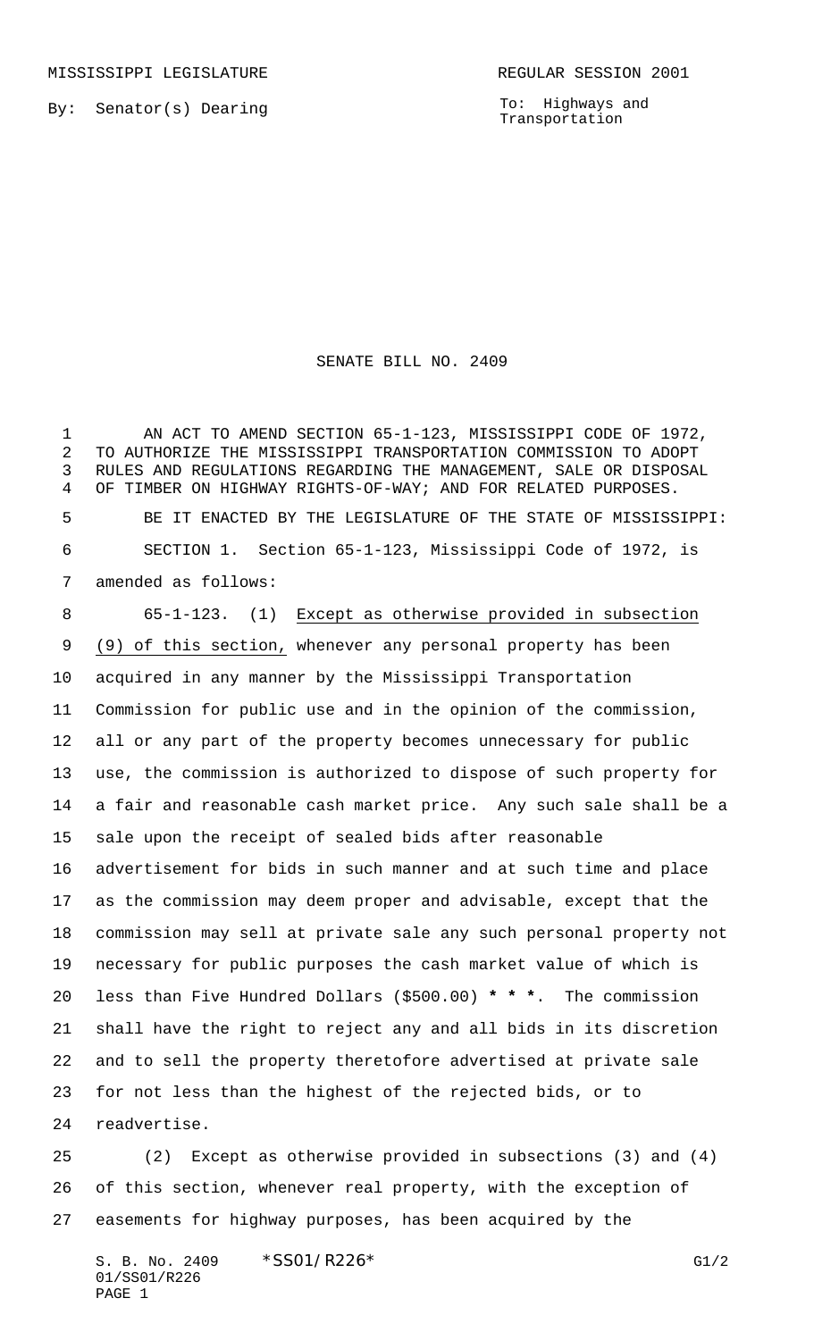MISSISSIPPI LEGISLATURE REGULAR SESSION 2001

By: Senator(s) Dearing

To: Highways and Transportation

# SENATE BILL NO. 2409

AN ACT TO AMEND SECTION 65-1-123, MISSISSIPPI CODE OF 1972, TO AUTHORIZE THE MISSISSIPPI TRANSPORTATION COMMISSION TO ADOPT RULES AND REGULATIONS REGARDING THE MANAGEMENT, SALE OR DISPOSAL OF TIMBER ON HIGHWAY RIGHTS-OF-WAY; AND FOR RELATED PURPOSES.

BE IT ENACTED BY THE LEGISLATURE OF THE STATE OF MISSISSIPPI:

SECTION 1. Section 65-1-123, Mississippi Code of 1972, is amended as follows:

65-1-123. (1) Except as otherwise provided in subsection (9) of this section, whenever any personal property has been acquired in any manner by the Mississippi Transportation Commission for public use and in the opinion of the commission, all or any part of the property becomes unnecessary for public use, the commission is authorized to dispose of such property for a fair and reasonable cash market price. Any such sale shall be a sale upon the receipt of sealed bids after reasonable advertisement for bids in such manner and at such time and place as the commission may deem proper and advisable, except that the commission may sell at private sale any such personal property not necessary for public purposes the cash market value of which is less than Five Hundred Dollars ($500.00) * * *. The commission shall have the right to reject any and all bids in its discretion and to sell the property theretofore advertised at private sale for not less than the highest of the rejected bids, or to readvertise.

(2) Except as otherwise provided in subsections (3) and (4) of this section, whenever real property, with the exception of easements for highway purposes, has been acquired by the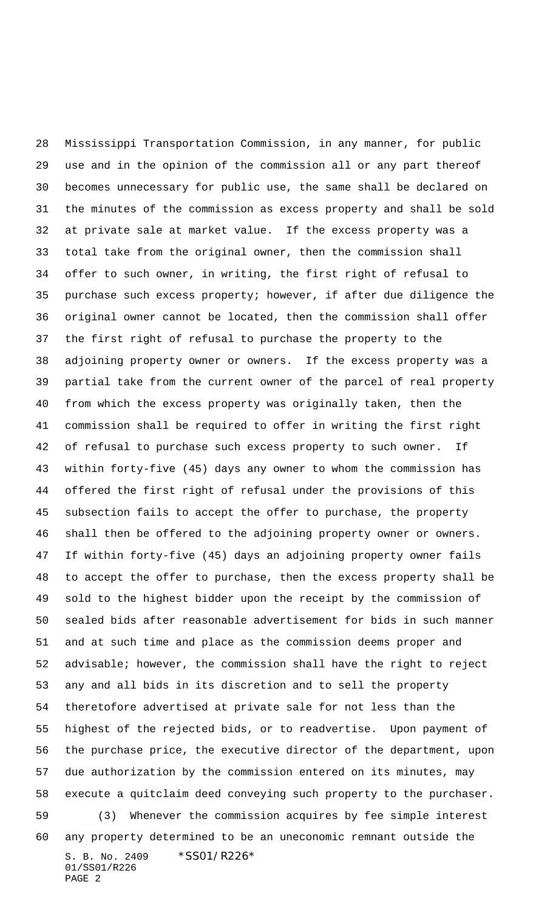Mississippi Transportation Commission, in any manner, for public use and in the opinion of the commission all or any part thereof becomes unnecessary for public use, the same shall be declared on the minutes of the commission as excess property and shall be sold at private sale at market value. If the excess property was a total take from the original owner, then the commission shall offer to such owner, in writing, the first right of refusal to purchase such excess property; however, if after due diligence the original owner cannot be located, then the commission shall offer the first right of refusal to purchase the property to the adjoining property owner or owners. If the excess property was a partial take from the current owner of the parcel of real property from which the excess property was originally taken, then the commission shall be required to offer in writing the first right of refusal to purchase such excess property to such owner. If within forty-five (45) days any owner to whom the commission has offered the first right of refusal under the provisions of this subsection fails to accept the offer to purchase, the property shall then be offered to the adjoining property owner or owners. If within forty-five (45) days an adjoining property owner fails to accept the offer to purchase, then the excess property shall be sold to the highest bidder upon the receipt by the commission of sealed bids after reasonable advertisement for bids in such manner and at such time and place as the commission deems proper and advisable; however, the commission shall have the right to reject any and all bids in its discretion and to sell the property theretofore advertised at private sale for not less than the highest of the rejected bids, or to readvertise. Upon payment of the purchase price, the executive director of the department, upon due authorization by the commission entered on its minutes, may execute a quitclaim deed conveying such property to the purchaser.

(3) Whenever the commission acquires by fee simple interest any property determined to be an uneconomic remnant outside the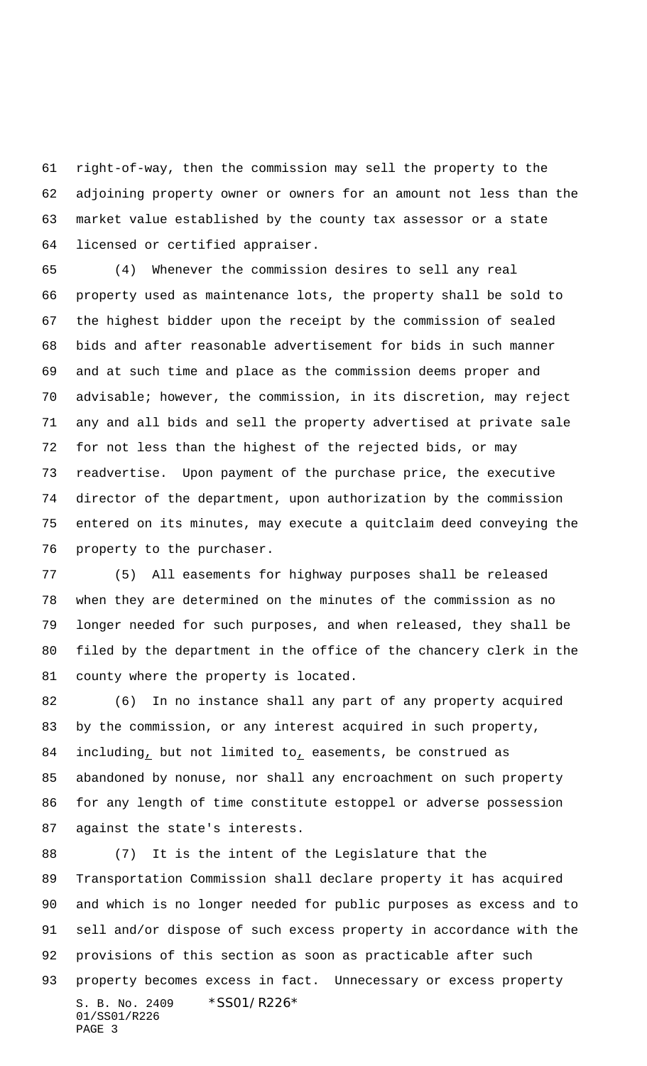right-of-way, then the commission may sell the property to the adjoining property owner or owners for an amount not less than the market value established by the county tax assessor or a state licensed or certified appraiser.

(4) Whenever the commission desires to sell any real property used as maintenance lots, the property shall be sold to the highest bidder upon the receipt by the commission of sealed bids and after reasonable advertisement for bids in such manner and at such time and place as the commission deems proper and advisable; however, the commission, in its discretion, may reject any and all bids and sell the property advertised at private sale for not less than the highest of the rejected bids, or may readvertise. Upon payment of the purchase price, the executive director of the department, upon authorization by the commission entered on its minutes, may execute a quitclaim deed conveying the property to the purchaser.

(5) All easements for highway purposes shall be released when they are determined on the minutes of the commission as no longer needed for such purposes, and when released, they shall be filed by the department in the office of the chancery clerk in the county where the property is located.

(6) In no instance shall any part of any property acquired by the commission, or any interest acquired in such property, including, but not limited to, easements, be construed as abandoned by nonuse, nor shall any encroachment on such property for any length of time constitute estoppel or adverse possession against the state's interests.

(7) It is the intent of the Legislature that the Transportation Commission shall declare property it has acquired and which is no longer needed for public purposes as excess and to sell and/or dispose of such excess property in accordance with the provisions of this section as soon as practicable after such property becomes excess in fact. Unnecessary or excess property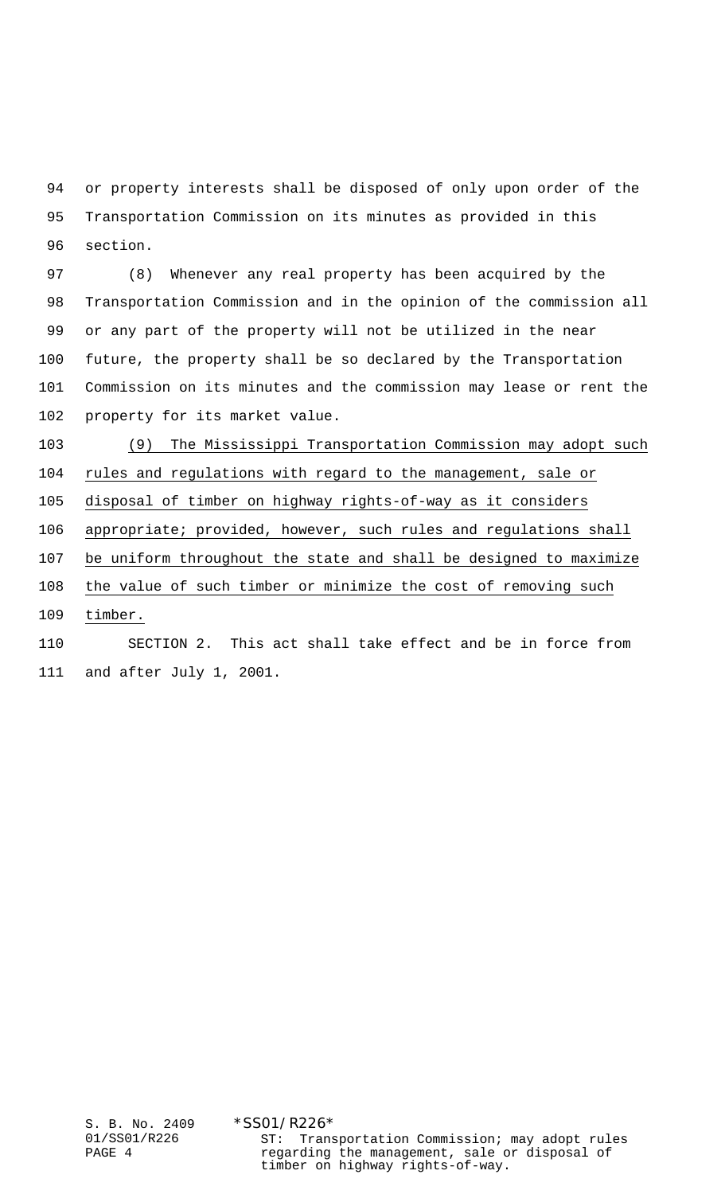or property interests shall be disposed of only upon order of the Transportation Commission on its minutes as provided in this section.

(8) Whenever any real property has been acquired by the Transportation Commission and in the opinion of the commission all or any part of the property will not be utilized in the near future, the property shall be so declared by the Transportation Commission on its minutes and the commission may lease or rent the property for its market value.

<u>(9) The Mississippi Transportation Commission may adopt such rules and regulations with regard to the management, sale or disposal of timber on highway rights-of-way as it considers appropriate; provided, however, such rules and regulations shall be uniform throughout the state and shall be designed to maximize the value of such timber or minimize the cost of removing such timber.</u>

SECTION 2. This act shall take effect and be in force from and after July 1, 2001.

S. B. No. 2409 *SS01/R226*
01/SS01/R226
ST: Transportation Commission; may adopt rules regarding the management, sale or disposal of timber on highway rights-of-way.